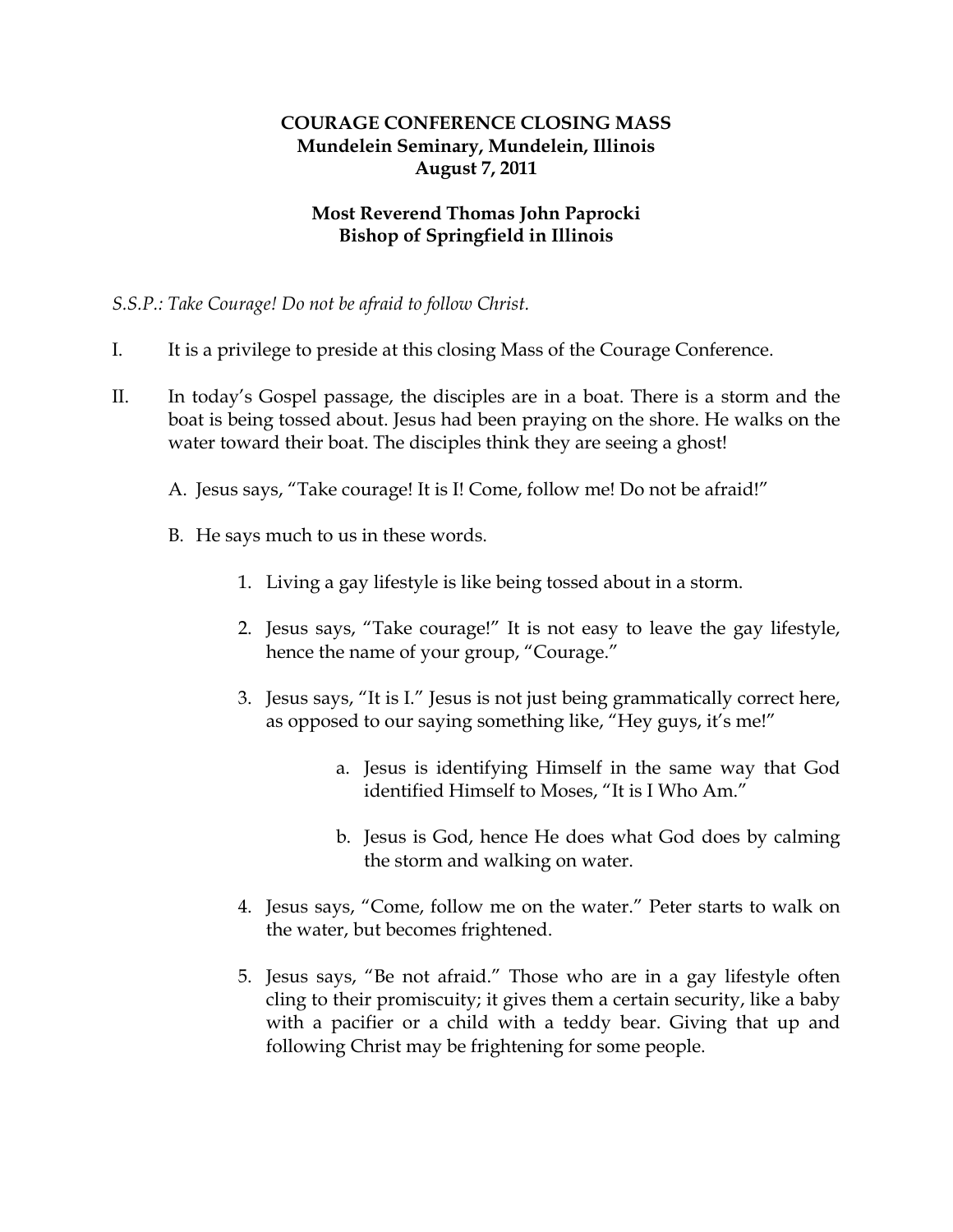**COURAGE CONFERENCE CLOSING MASS**
**Mundelein Seminary, Mundelein, Illinois**
**August 7, 2011**

**Most Reverend Thomas John Paprocki**
**Bishop of Springfield in Illinois**

*S.S.P.: Take Courage! Do not be afraid to follow Christ.*

I. It is a privilege to preside at this closing Mass of the Courage Conference.

II. In today's Gospel passage, the disciples are in a boat. There is a storm and the boat is being tossed about. Jesus had been praying on the shore. He walks on the water toward their boat. The disciples think they are seeing a ghost!

   A. Jesus says, "Take courage! It is I! Come, follow me! Do not be afraid!"

   B. He says much to us in these words.

      1. Living a gay lifestyle is like being tossed about in a storm.

      2. Jesus says, "Take courage!" It is not easy to leave the gay lifestyle, hence the name of your group, "Courage."

      3. Jesus says, "It is I." Jesus is not just being grammatically correct here, as opposed to our saying something like, "Hey guys, it's me!"

         a. Jesus is identifying Himself in the same way that God identified Himself to Moses, "It is I Who Am."

         b. Jesus is God, hence He does what God does by calming the storm and walking on water.

      4. Jesus says, "Come, follow me on the water." Peter starts to walk on the water, but becomes frightened.

      5. Jesus says, "Be not afraid." Those who are in a gay lifestyle often cling to their promiscuity; it gives them a certain security, like a baby with a pacifier or a child with a teddy bear. Giving that up and following Christ may be frightening for some people.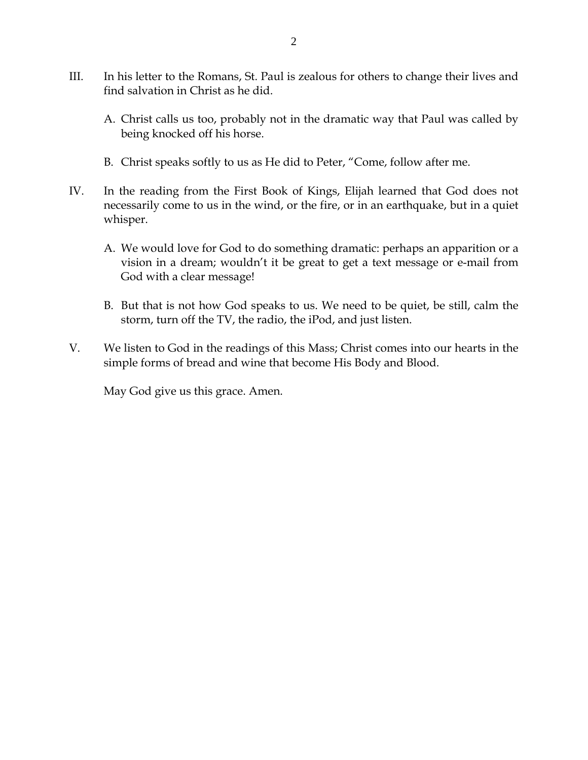III. In his letter to the Romans, St. Paul is zealous for others to change their lives and find salvation in Christ as he did.

   A. Christ calls us too, probably not in the dramatic way that Paul was called by being knocked off his horse.

   B. Christ speaks softly to us as He did to Peter, "Come, follow after me.

IV. In the reading from the First Book of Kings, Elijah learned that God does not necessarily come to us in the wind, or the fire, or in an earthquake, but in a quiet whisper.

   A. We would love for God to do something dramatic: perhaps an apparition or a vision in a dream; wouldn't it be great to get a text message or e-mail from God with a clear message!

   B. But that is not how God speaks to us. We need to be quiet, be still, calm the storm, turn off the TV, the radio, the iPod, and just listen.

V. We listen to God in the readings of this Mass; Christ comes into our hearts in the simple forms of bread and wine that become His Body and Blood.

May God give us this grace. Amen.